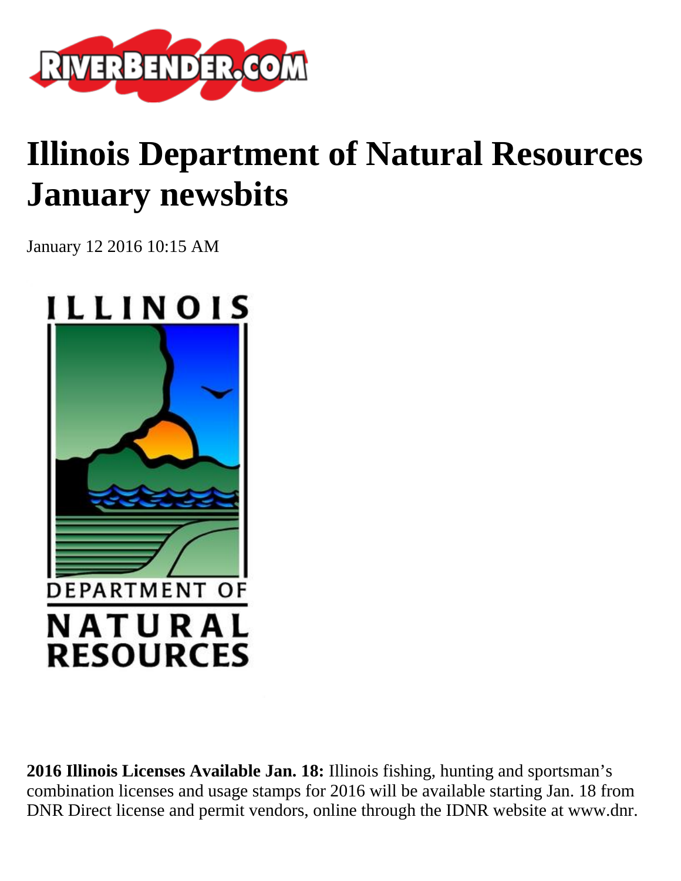# Illinois Department of Natural Resources January newsbits

January 12 2016 10:15 AM

**2016 Illinois Licenses Available Jan. 18:** Illinois fishing, hunting and sportsman's combination licenses and usage stamps for 2016 will be available starting Jan. 18 from DNR Direct license and permit vendors, online through the IDNR website at www.dnr.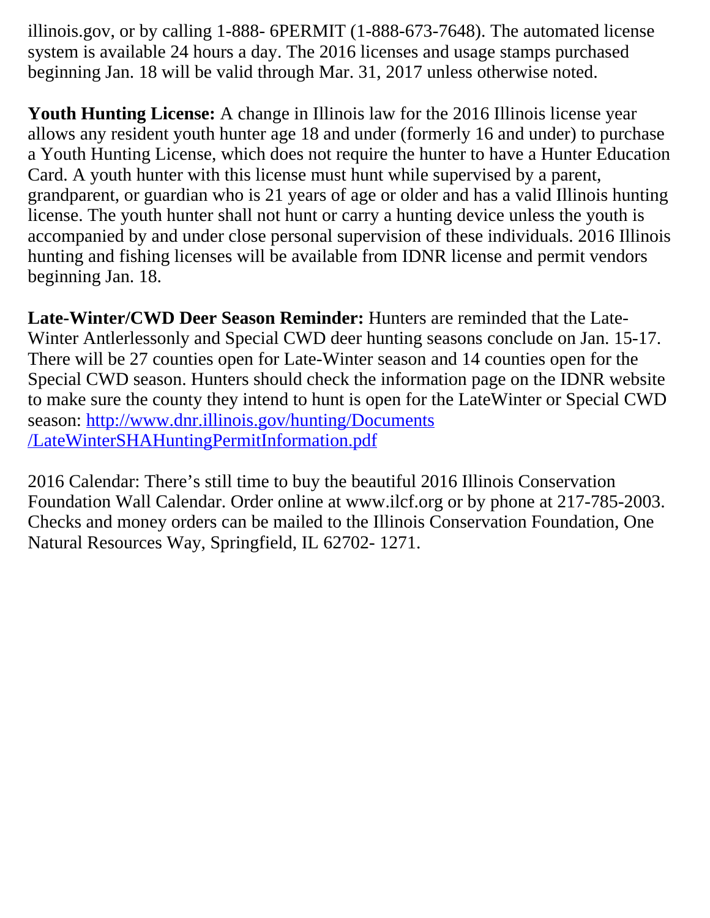illinois.gov, or by calling 1-888- 6PERMIT (1-888-673-7648). The automated license system is available 24 hours a day. The 2016 licenses and usage stamps purchased beginning Jan. 18 will be valid through Mar. 31, 2017 unless otherwise noted.

**Youth Hunting License:** A change in Illinois law for the 2016 Illinois license year allows any resident youth hunter age 18 and under (formerly 16 and under) to purchase a Youth Hunting License, which does not require the hunter to have a Hunter Education Card. A youth hunter with this license must hunt while supervised by a parent, grandparent, or guardian who is 21 years of age or older and has a valid Illinois hunting license. The youth hunter shall not hunt or carry a hunting device unless the youth is accompanied by and under close personal supervision of these individuals. 2016 Illinois hunting and fishing licenses will be available from IDNR license and permit vendors beginning Jan. 18.

**Late-Winter/CWD Deer Season Reminder:** Hunters are reminded that the Late-Winter Antlerlessonly and Special CWD deer hunting seasons conclude on Jan. 15-17. There will be 27 counties open for Late-Winter season and 14 counties open for the Special CWD season. Hunters should check the information page on the IDNR website to make sure the county they intend to hunt is open for the LateWinter or Special CWD season: [http://www.dnr.illinois.gov/hunting/Documents/LateWinterSHAHuntingPermitInformation.pdf](http://www.dnr.illinois.gov/hunting/Documents/LateWinterSHAHuntingPermitInformation.pdf)

2016 Calendar: There's still time to buy the beautiful 2016 Illinois Conservation Foundation Wall Calendar. Order online at www.ilcf.org or by phone at 217-785-2003. Checks and money orders can be mailed to the Illinois Conservation Foundation, One Natural Resources Way, Springfield, IL 62702- 1271.